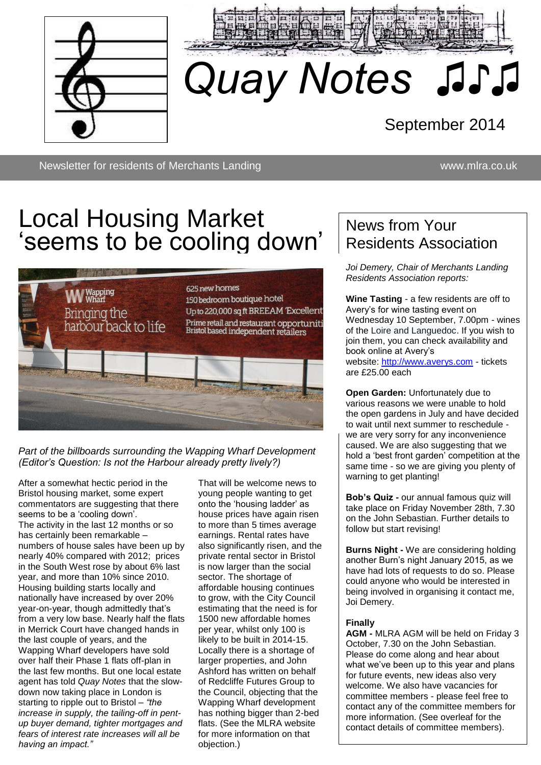# Quay Notes ♫♪♫

September 2014

Newsletter for residents of Merchants Landing www.mlra.co.uk

## Local Housing Market 'seems to be cooling down'

*Part of the billboards surrounding the Wapping Wharf Development (Editor's Question: Is not the Harbour already pretty lively?)*

After a somewhat hectic period in the Bristol housing market, some expert commentators are suggesting that there seems to be a 'cooling down'.

The activity in the last 12 months or so has certainly been remarkable – numbers of house sales have been up by nearly 40% compared with 2012; prices in the South West rose by about 6% last year, and more than 10% since 2010. Housing building starts locally and nationally have increased by over 20% year-on-year, though admittedly that's from a very low base. Nearly half the flats in Merrick Court have changed hands in the last couple of years, and the Wapping Wharf developers have sold over half their Phase 1 flats off-plan in the last few months. But one local estate agent has told *Quay Notes* that the slow-down now taking place in London is starting to ripple out to Bristol – *"the increase in supply, the tailing-off in pent-up buyer demand, tighter mortgages and fears of interest rate increases will all be having an impact."*

That will be welcome news to young people wanting to get onto the 'housing ladder' as house prices have again risen to more than 5 times average earnings. Rental rates have also significantly risen, and the private rental sector in Bristol is now larger than the social sector. The shortage of affordable housing continues to grow, with the City Council estimating that the need is for 1500 new affordable homes per year, whilst only 100 is likely to be built in 2014-15. Locally there is a shortage of larger properties, and John Ashford has written on behalf of Redcliffe Futures Group to the Council, objecting that the Wapping Wharf development has nothing bigger than 2-bed flats. (See the MLRA website for more information on that objection.)

## News from Your Residents Association

*Joi Demery, Chair of Merchants Landing Residents Association reports:*

**Wine Tasting** - a few residents are off to Avery's for wine tasting event on Wednesday 10 September, 7.00pm - wines of the Loire and Languedoc. If you wish to join them, you can check availability and book online at Avery's website: http://www.averys.com - tickets are £25.00 each

**Open Garden:** Unfortunately due to various reasons we were unable to hold the open gardens in July and have decided to wait until next summer to reschedule - we are very sorry for any inconvenience caused. We are also suggesting that we hold a 'best front garden' competition at the same time - so we are giving you plenty of warning to get planting!

**Bob's Quiz -** our annual famous quiz will take place on Friday November 28th, 7.30 on the John Sebastian. Further details to follow but start revising!

**Burns Night -** We are considering holding another Burn's night January 2015, as we have had lots of requests to do so. Please could anyone who would be interested in being involved in organising it contact me, Joi Demery.

**Finally**

**AGM -** MLRA AGM will be held on Friday 3 October, 7.30 on the John Sebastian. Please do come along and hear about what we've been up to this year and plans for future events, new ideas also very welcome. We also have vacancies for committee members - please feel free to contact any of the committee members for more information. (See overleaf for the contact details of committee members).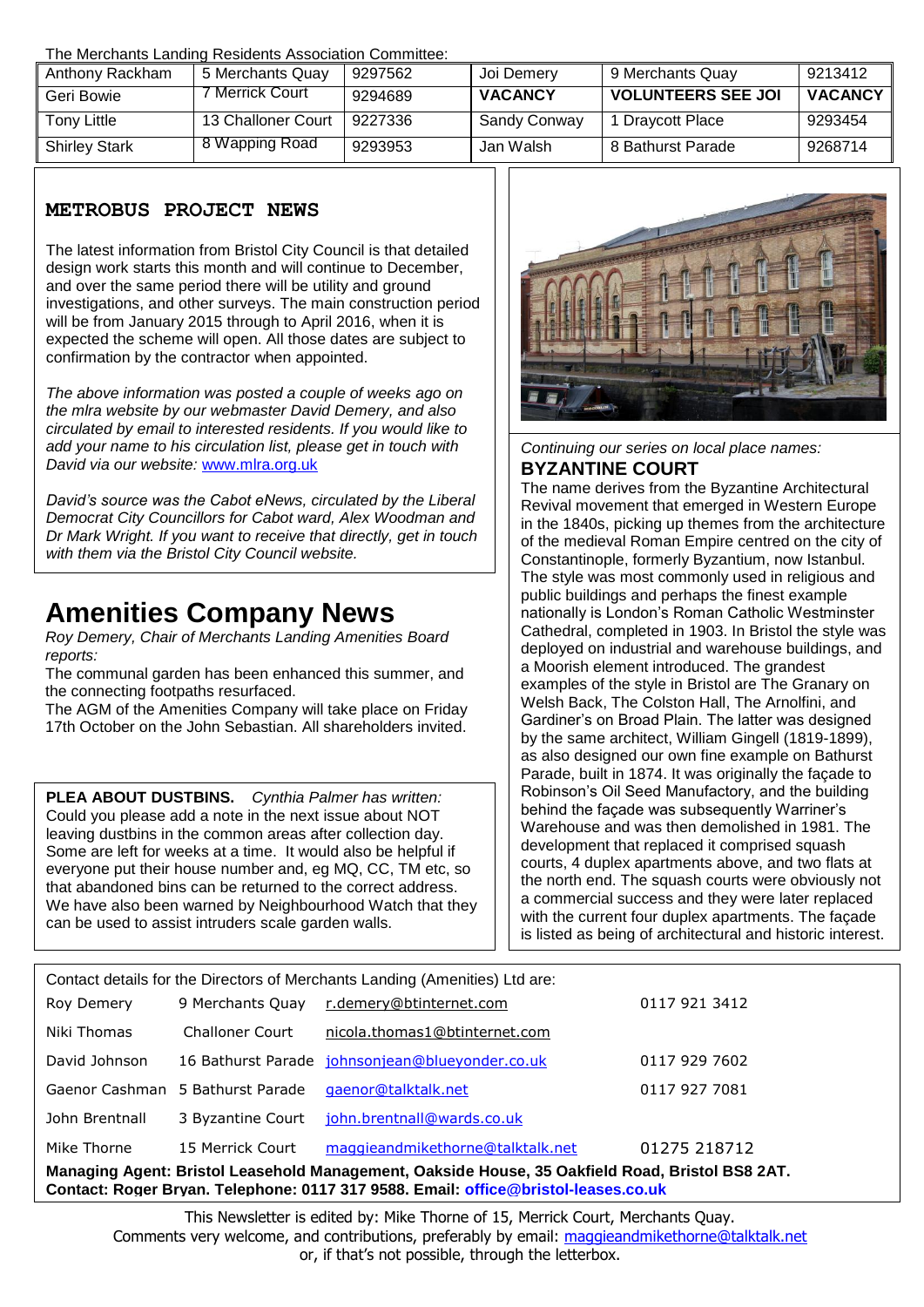The Merchants Landing Residents Association Committee:

| | | | | | |
|---|---|---|---|---|---|
| Anthony Rackham | 5 Merchants Quay | 9297562 | Joi Demery | 9 Merchants Quay | 9213412 |
| Geri Bowie | 7 Merrick Court | 9294689 | **VACANCY** | **VOLUNTEERS SEE JOI** | **VACANCY** |
| Tony Little | 13 Challoner Court | 9227336 | Sandy Conway | 1 Draycott Place | 9293454 |
| Shirley Stark | 8 Wapping Road | 9293953 | Jan Walsh | 8 Bathurst Parade | 9268714 |

## METROBUS PROJECT NEWS

The latest information from Bristol City Council is that detailed design work starts this month and will continue to December, and over the same period there will be utility and ground investigations, and other surveys. The main construction period will be from January 2015 through to April 2016, when it is expected the scheme will open. All those dates are subject to confirmation by the contractor when appointed.

*The above information was posted a couple of weeks ago on the mlra website by our webmaster David Demery, and also circulated by email to interested residents. If you would like to add your name to his circulation list, please get in touch with David via our website:* www.mlra.org.uk

*David's source was the Cabot eNews, circulated by the Liberal Democrat City Councillors for Cabot ward, Alex Woodman and Dr Mark Wright. If you want to receive that directly, get in touch with them via the Bristol City Council website.*

# Amenities Company News

*Roy Demery, Chair of Merchants Landing Amenities Board reports:*

The communal garden has been enhanced this summer, and the connecting footpaths resurfaced.

The AGM of the Amenities Company will take place on Friday 17th October on the John Sebastian. All shareholders invited.

**PLEA ABOUT DUSTBINS.** *Cynthia Palmer has written:* Could you please add a note in the next issue about NOT leaving dustbins in the common areas after collection day. Some are left for weeks at a time. It would also be helpful if everyone put their house number and, eg MQ, CC, TM etc, so that abandoned bins can be returned to the correct address. We have also been warned by Neighbourhood Watch that they can be used to assist intruders scale garden walls.

*Continuing our series on local place names:*

## BYZANTINE COURT

The name derives from the Byzantine Architectural Revival movement that emerged in Western Europe in the 1840s, picking up themes from the architecture of the medieval Roman Empire centred on the city of Constantinople, formerly Byzantium, now Istanbul. The style was most commonly used in religious and public buildings and perhaps the finest example nationally is London's Roman Catholic Westminster Cathedral, completed in 1903. In Bristol the style was deployed on industrial and warehouse buildings, and a Moorish element introduced. The grandest examples of the style in Bristol are The Granary on Welsh Back, The Colston Hall, The Arnolfini, and Gardiner's on Broad Plain. The latter was designed by the same architect, William Gingell (1819-1899), as also designed our own fine example on Bathurst Parade, built in 1874. It was originally the façade to Robinson's Oil Seed Manufactory, and the building behind the façade was subsequently Warriner's Warehouse and was then demolished in 1981. The development that replaced it comprised squash courts, 4 duplex apartments above, and two flats at the north end. The squash courts were obviously not a commercial success and they were later replaced with the current four duplex apartments. The façade is listed as being of architectural and historic interest.

Contact details for the Directors of Merchants Landing (Amenities) Ltd are:

| | | | |
|---|---|---|---|
| Roy Demery | 9 Merchants Quay | r.demery@btinternet.com | 0117 921 3412 |
| Niki Thomas | Challoner Court | nicola.thomas1@btinternet.com | |
| David Johnson | 16 Bathurst Parade | johnsonjean@blueyonder.co.uk | 0117 929 7602 |
| Gaenor Cashman | 5 Bathurst Parade | gaenor@talktalk.net | 0117 927 7081 |
| John Brentnall | 3 Byzantine Court | john.brentnall@wards.co.uk | |
| Mike Thorne | 15 Merrick Court | maggieandmikethorne@talktalk.net | 01275 218712 |

**Managing Agent: Bristol Leasehold Management, Oakside House, 35 Oakfield Road, Bristol BS8 2AT. Contact: Roger Bryan. Telephone: 0117 317 9588. Email: office@bristol-leases.co.uk**

This Newsletter is edited by: Mike Thorne of 15, Merrick Court, Merchants Quay.
Comments very welcome, and contributions, preferably by email: maggieandmikethorne@talktalk.net
or, if that's not possible, through the letterbox.